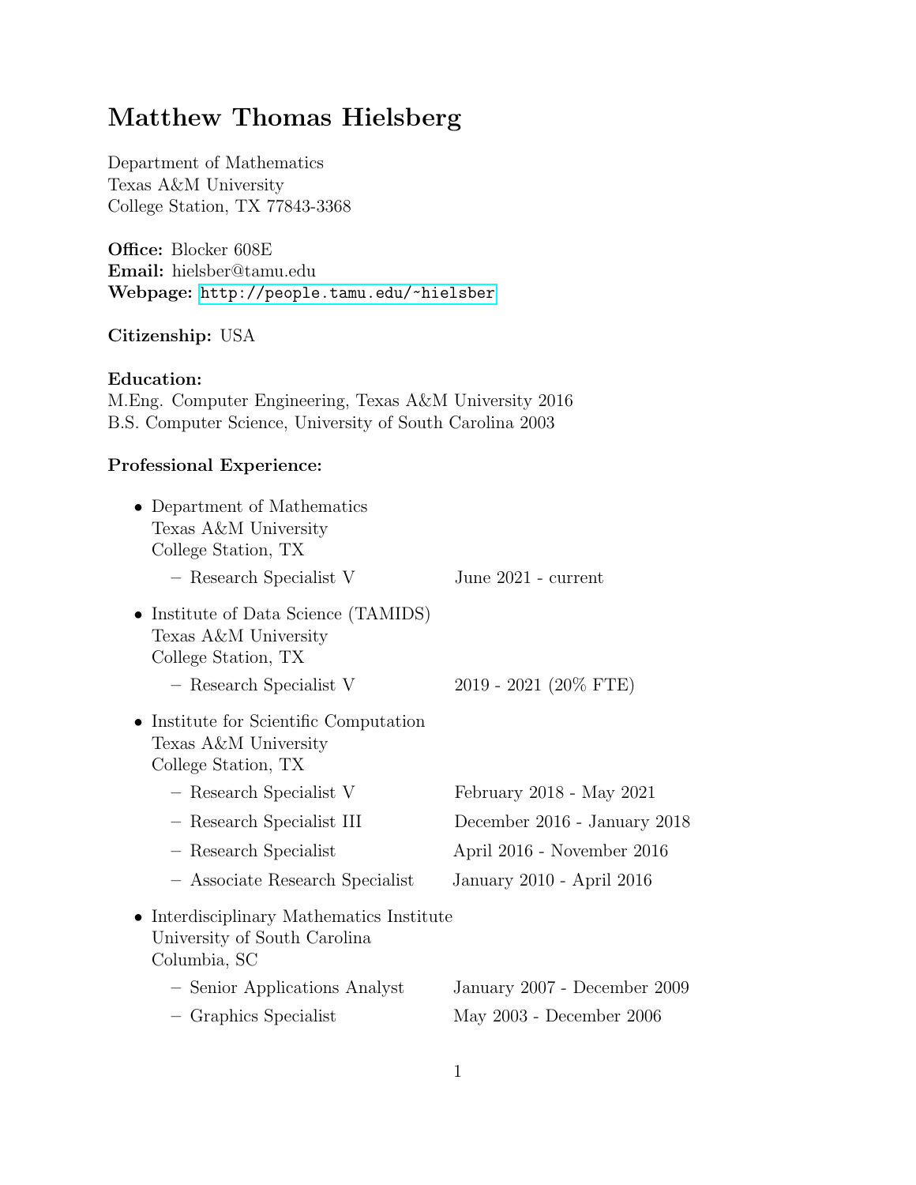# Matthew Thomas Hielsberg

Department of Mathematics
Texas A&M University
College Station, TX 77843-3368

**Office:** Blocker 608E
**Email:** hielsber@tamu.edu
**Webpage:** http://people.tamu.edu/~hielsber

**Citizenship:** USA

**Education:**
M.Eng. Computer Engineering, Texas A&M University 2016
B.S. Computer Science, University of South Carolina 2003

**Professional Experience:**

- Department of Mathematics
  Texas A&M University
  College Station, TX
  - Research Specialist V — June 2021 - current
- Institute of Data Science (TAMIDS)
  Texas A&M University
  College Station, TX
  - Research Specialist V — 2019 - 2021 (20% FTE)
- Institute for Scientific Computation
  Texas A&M University
  College Station, TX
  - Research Specialist V — February 2018 - May 2021
  - Research Specialist III — December 2016 - January 2018
  - Research Specialist — April 2016 - November 2016
  - Associate Research Specialist — January 2010 - April 2016
- Interdisciplinary Mathematics Institute
  University of South Carolina
  Columbia, SC
  - Senior Applications Analyst — January 2007 - December 2009
  - Graphics Specialist — May 2003 - December 2006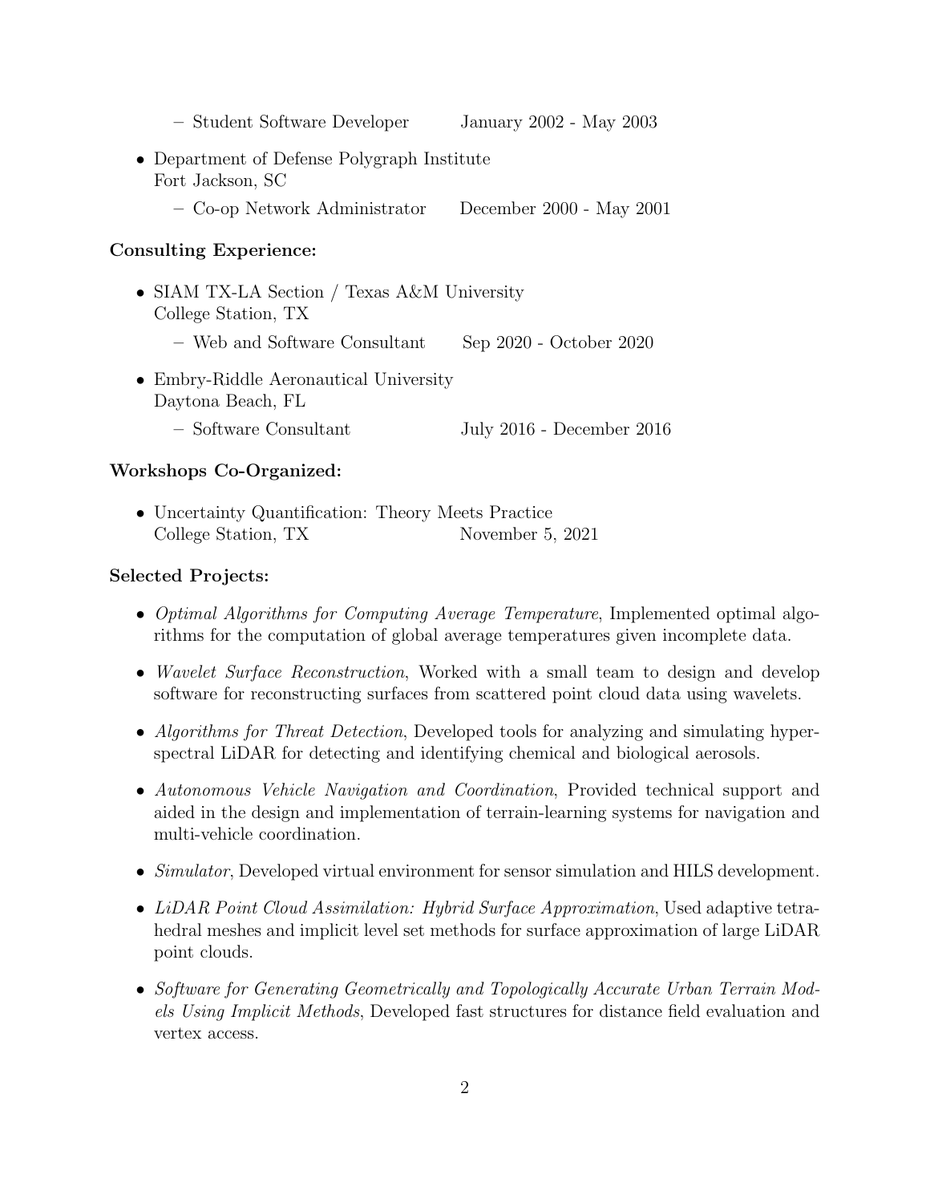- Student Software Developer January 2002 - May 2003

- Department of Defense Polygraph Institute
  Fort Jackson, SC
  - Co-op Network Administrator December 2000 - May 2001

**Consulting Experience:**

- SIAM TX-LA Section / Texas A&M University
  College Station, TX
  - Web and Software Consultant Sep 2020 - October 2020
- Embry-Riddle Aeronautical University
  Daytona Beach, FL
  - Software Consultant July 2016 - December 2016

**Workshops Co-Organized:**

- Uncertainty Quantification: Theory Meets Practice
  College Station, TX November 5, 2021

**Selected Projects:**

- *Optimal Algorithms for Computing Average Temperature*, Implemented optimal algorithms for the computation of global average temperatures given incomplete data.
- *Wavelet Surface Reconstruction*, Worked with a small team to design and develop software for reconstructing surfaces from scattered point cloud data using wavelets.
- *Algorithms for Threat Detection*, Developed tools for analyzing and simulating hyperspectral LiDAR for detecting and identifying chemical and biological aerosols.
- *Autonomous Vehicle Navigation and Coordination*, Provided technical support and aided in the design and implementation of terrain-learning systems for navigation and multi-vehicle coordination.
- *Simulator*, Developed virtual environment for sensor simulation and HILS development.
- *LiDAR Point Cloud Assimilation: Hybrid Surface Approximation*, Used adaptive tetrahedral meshes and implicit level set methods for surface approximation of large LiDAR point clouds.
- *Software for Generating Geometrically and Topologically Accurate Urban Terrain Models Using Implicit Methods*, Developed fast structures for distance field evaluation and vertex access.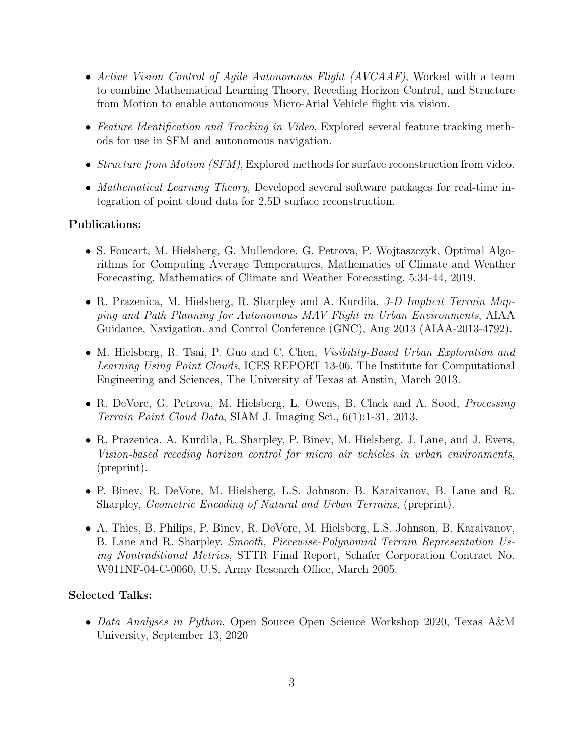- *Active Vision Control of Agile Autonomous Flight (AVCAAF)*, Worked with a team to combine Mathematical Learning Theory, Receding Horizon Control, and Structure from Motion to enable autonomous Micro-Arial Vehicle flight via vision.
- *Feature Identification and Tracking in Video*, Explored several feature tracking methods for use in SFM and autonomous navigation.
- *Structure from Motion (SFM)*, Explored methods for surface reconstruction from video.
- *Mathematical Learning Theory*, Developed several software packages for real-time integration of point cloud data for 2.5D surface reconstruction.

**Publications:**

- S. Foucart, M. Hielsberg, G. Mullendore, G. Petrova, P. Wojtaszczyk, Optimal Algorithms for Computing Average Temperatures, Mathematics of Climate and Weather Forecasting, Mathematics of Climate and Weather Forecasting, 5:34-44, 2019.
- R. Prazenica, M. Hielsberg, R. Sharpley and A. Kurdila, *3-D Implicit Terrain Mapping and Path Planning for Autonomous MAV Flight in Urban Environments*, AIAA Guidance, Navigation, and Control Conference (GNC), Aug 2013 (AIAA-2013-4792).
- M. Hielsberg, R. Tsai, P. Guo and C. Chen, *Visibility-Based Urban Exploration and Learning Using Point Clouds*, ICES REPORT 13-06, The Institute for Computational Engineering and Sciences, The University of Texas at Austin, March 2013.
- R. DeVore, G. Petrova, M. Hielsberg, L. Owens, B. Clack and A. Sood, *Processing Terrain Point Cloud Data*, SIAM J. Imaging Sci., 6(1):1-31, 2013.
- R. Prazenica, A. Kurdila, R. Sharpley, P. Binev, M. Hielsberg, J. Lane, and J. Evers, *Vision-based receding horizon control for micro air vehicles in urban environments*, (preprint).
- P. Binev, R. DeVore, M. Hielsberg, L.S. Johnson, B. Karaivanov, B. Lane and R. Sharpley, *Geometric Encoding of Natural and Urban Terrains*, (preprint).
- A. Thies, B. Philips, P. Binev, R. DeVore, M. Hielsberg, L.S. Johnson, B. Karaivanov, B. Lane and R. Sharpley, *Smooth, Piecewise-Polynomial Terrain Representation Using Nontraditional Metrics*, STTR Final Report, Schafer Corporation Contract No. W911NF-04-C-0060, U.S. Army Research Office, March 2005.

**Selected Talks:**

- *Data Analyses in Python*, Open Source Open Science Workshop 2020, Texas A&M University, September 13, 2020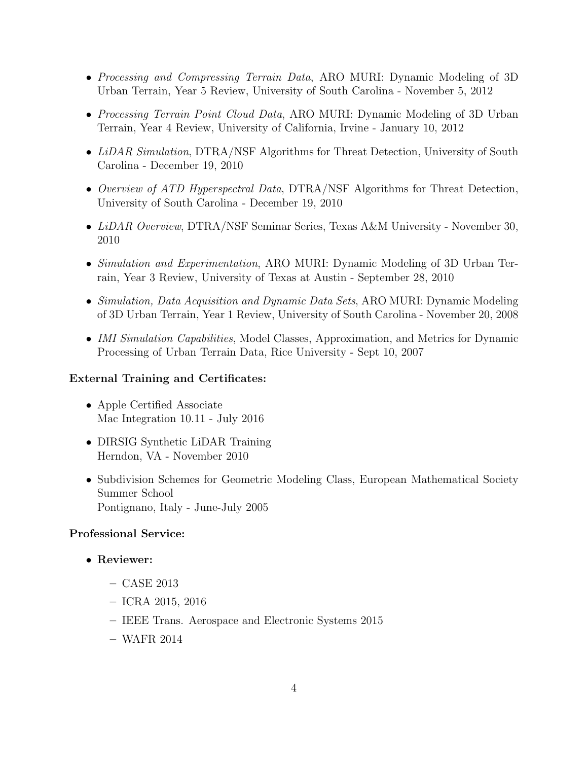- *Processing and Compressing Terrain Data*, ARO MURI: Dynamic Modeling of 3D Urban Terrain, Year 5 Review, University of South Carolina - November 5, 2012
- *Processing Terrain Point Cloud Data*, ARO MURI: Dynamic Modeling of 3D Urban Terrain, Year 4 Review, University of California, Irvine - January 10, 2012
- *LiDAR Simulation*, DTRA/NSF Algorithms for Threat Detection, University of South Carolina - December 19, 2010
- *Overview of ATD Hyperspectral Data*, DTRA/NSF Algorithms for Threat Detection, University of South Carolina - December 19, 2010
- *LiDAR Overview*, DTRA/NSF Seminar Series, Texas A&M University - November 30, 2010
- *Simulation and Experimentation*, ARO MURI: Dynamic Modeling of 3D Urban Terrain, Year 3 Review, University of Texas at Austin - September 28, 2010
- *Simulation, Data Acquisition and Dynamic Data Sets*, ARO MURI: Dynamic Modeling of 3D Urban Terrain, Year 1 Review, University of South Carolina - November 20, 2008
- *IMI Simulation Capabilities*, Model Classes, Approximation, and Metrics for Dynamic Processing of Urban Terrain Data, Rice University - Sept 10, 2007

**External Training and Certificates:**

- Apple Certified Associate
  Mac Integration 10.11 - July 2016
- DIRSIG Synthetic LiDAR Training
  Herndon, VA - November 2010
- Subdivision Schemes for Geometric Modeling Class, European Mathematical Society Summer School
  Pontignano, Italy - June-July 2005

**Professional Service:**

- **Reviewer:**
  - CASE 2013
  - ICRA 2015, 2016
  - IEEE Trans. Aerospace and Electronic Systems 2015
  - WAFR 2014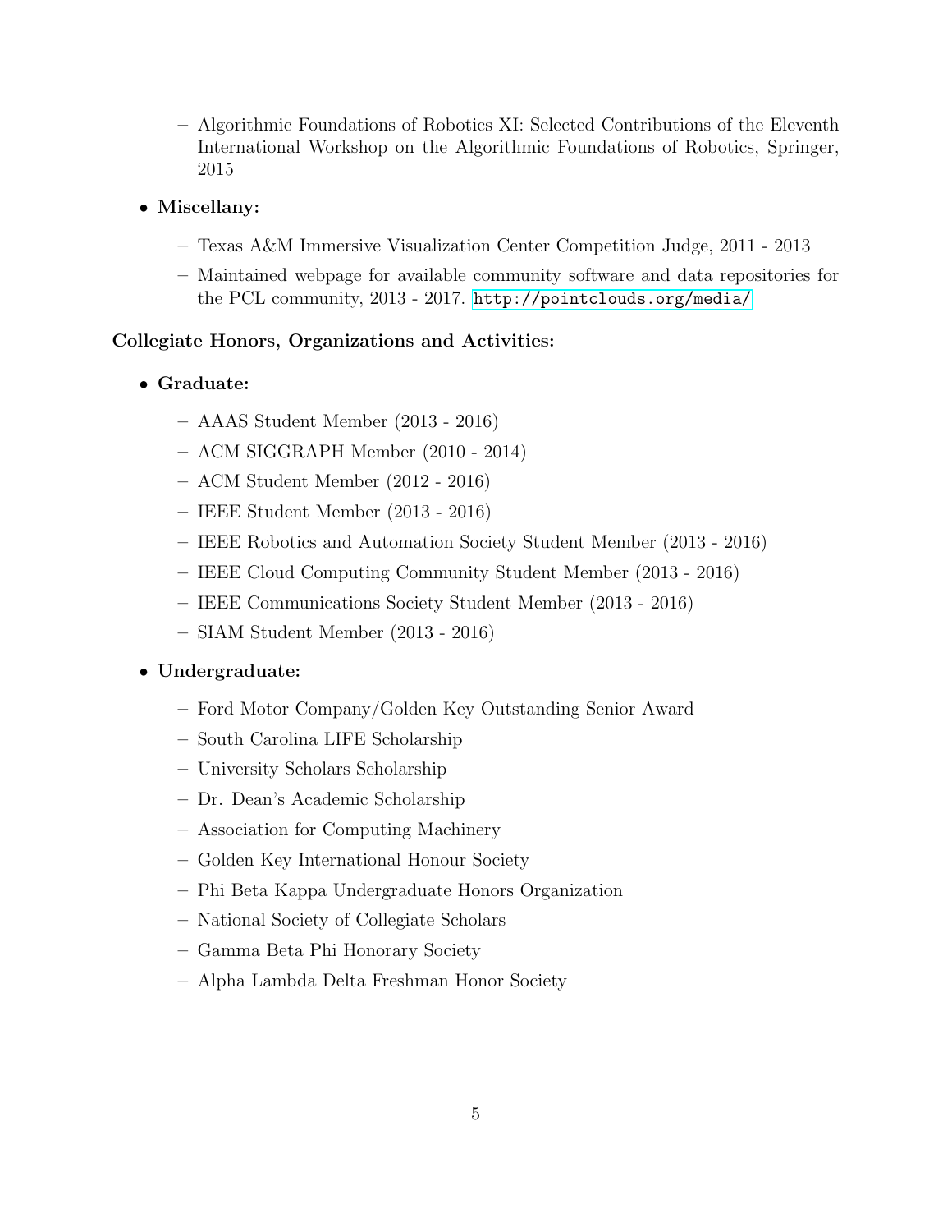- Algorithmic Foundations of Robotics XI: Selected Contributions of the Eleventh International Workshop on the Algorithmic Foundations of Robotics, Springer, 2015

- **Miscellany:**
  - Texas A&M Immersive Visualization Center Competition Judge, 2011 - 2013
  - Maintained webpage for available community software and data repositories for the PCL community, 2013 - 2017. http://pointclouds.org/media/

**Collegiate Honors, Organizations and Activities:**

- **Graduate:**
  - AAAS Student Member (2013 - 2016)
  - ACM SIGGRAPH Member (2010 - 2014)
  - ACM Student Member (2012 - 2016)
  - IEEE Student Member (2013 - 2016)
  - IEEE Robotics and Automation Society Student Member (2013 - 2016)
  - IEEE Cloud Computing Community Student Member (2013 - 2016)
  - IEEE Communications Society Student Member (2013 - 2016)
  - SIAM Student Member (2013 - 2016)

- **Undergraduate:**
  - Ford Motor Company/Golden Key Outstanding Senior Award
  - South Carolina LIFE Scholarship
  - University Scholars Scholarship
  - Dr. Dean's Academic Scholarship
  - Association for Computing Machinery
  - Golden Key International Honour Society
  - Phi Beta Kappa Undergraduate Honors Organization
  - National Society of Collegiate Scholars
  - Gamma Beta Phi Honorary Society
  - Alpha Lambda Delta Freshman Honor Society